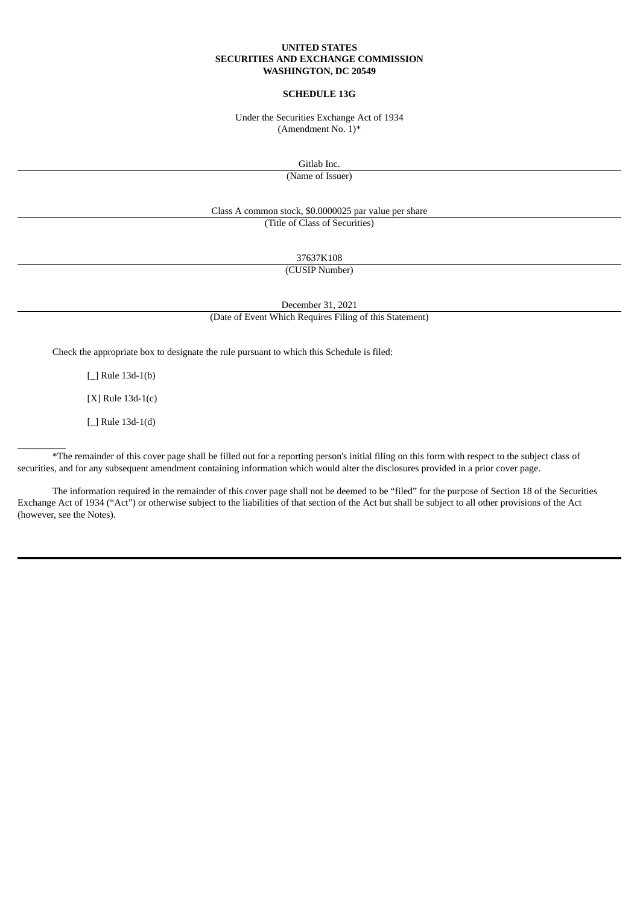**UNITED STATES**
**SECURITIES AND EXCHANGE COMMISSION**
**WASHINGTON, DC 20549**

**SCHEDULE 13G**

Under the Securities Exchange Act of 1934
(Amendment No. 1)*

Gitlab Inc.

(Name of Issuer)

Class A common stock, $0.0000025 par value per share

(Title of Class of Securities)

37637K108

(CUSIP Number)

December 31, 2021

(Date of Event Which Requires Filing of this Statement)

Check the appropriate box to designate the rule pursuant to which this Schedule is filed:

[_] Rule 13d-1(b)

[X] Rule 13d-1(c)

[_] Rule 13d-1(d)

---

*The remainder of this cover page shall be filled out for a reporting person's initial filing on this form with respect to the subject class of securities, and for any subsequent amendment containing information which would alter the disclosures provided in a prior cover page.

The information required in the remainder of this cover page shall not be deemed to be "filed" for the purpose of Section 18 of the Securities Exchange Act of 1934 ("Act") or otherwise subject to the liabilities of that section of the Act but shall be subject to all other provisions of the Act (however, see the Notes).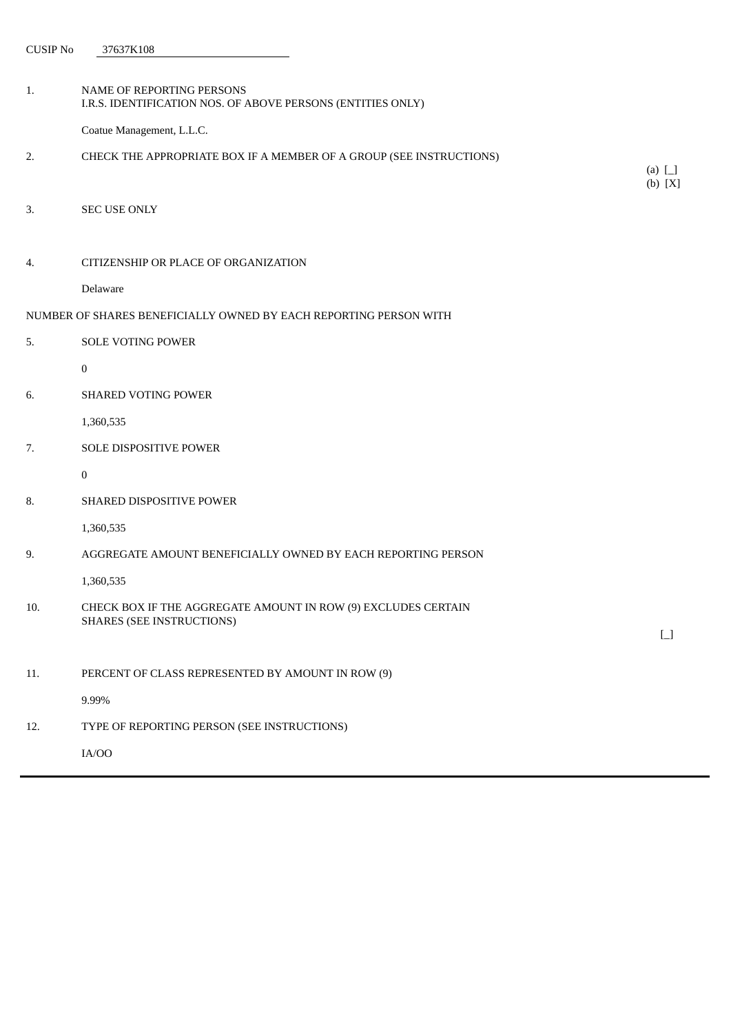CUSIP No 37637K108

| | | |
|---|---|---|
| 1. | NAME OF REPORTING PERSONS<br>I.R.S. IDENTIFICATION NOS. OF ABOVE PERSONS (ENTITIES ONLY)<br><br>Coatue Management, L.L.C. | |
| 2. | CHECK THE APPROPRIATE BOX IF A MEMBER OF A GROUP (SEE INSTRUCTIONS) | (a) [_]<br>(b) [X] |
| 3. | SEC USE ONLY | |
| 4. | CITIZENSHIP OR PLACE OF ORGANIZATION<br><br>Delaware | |

NUMBER OF SHARES BENEFICIALLY OWNED BY EACH REPORTING PERSON WITH

| | | |
|---|---|---|
| 5. | SOLE VOTING POWER<br><br>0 | |
| 6. | SHARED VOTING POWER<br><br>1,360,535 | |
| 7. | SOLE DISPOSITIVE POWER<br><br>0 | |
| 8. | SHARED DISPOSITIVE POWER<br><br>1,360,535 | |
| 9. | AGGREGATE AMOUNT BENEFICIALLY OWNED BY EACH REPORTING PERSON<br><br>1,360,535 | |
| 10. | CHECK BOX IF THE AGGREGATE AMOUNT IN ROW (9) EXCLUDES CERTAIN SHARES (SEE INSTRUCTIONS) | [_] |
| 11. | PERCENT OF CLASS REPRESENTED BY AMOUNT IN ROW (9)<br><br>9.99% | |
| 12. | TYPE OF REPORTING PERSON (SEE INSTRUCTIONS)<br><br>IA/OO | |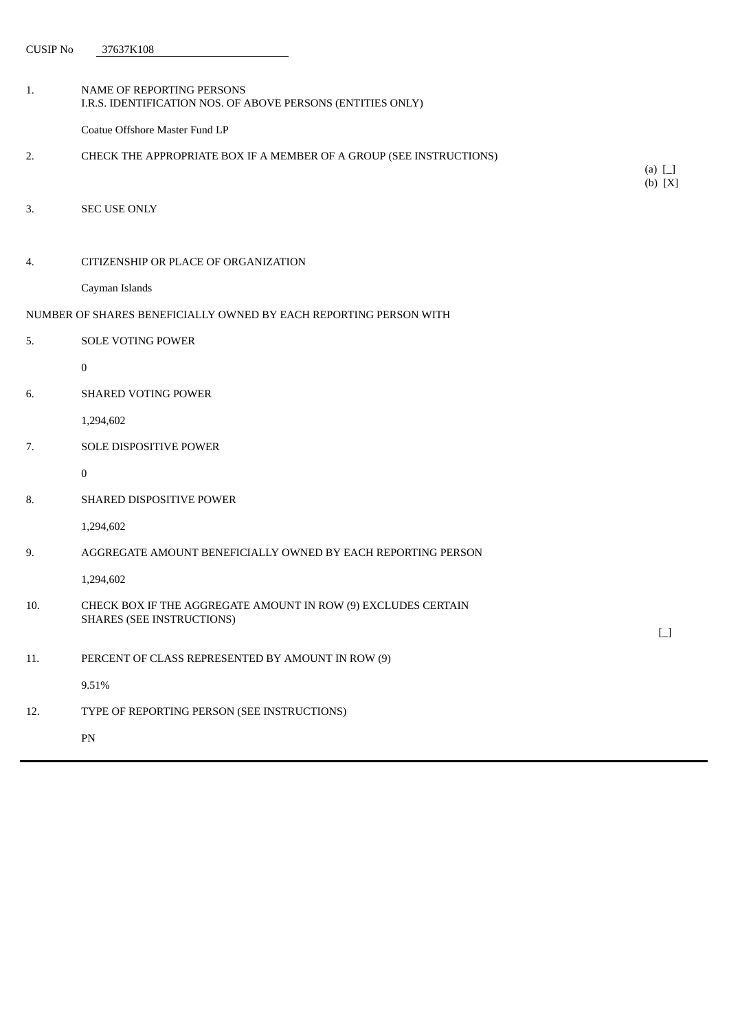CUSIP No 37637K108

| | | |
|---|---|---|
| 1. | NAME OF REPORTING PERSONS<br>I.R.S. IDENTIFICATION NOS. OF ABOVE PERSONS (ENTITIES ONLY)<br><br>Coatue Offshore Master Fund LP | |
| 2. | CHECK THE APPROPRIATE BOX IF A MEMBER OF A GROUP (SEE INSTRUCTIONS) | (a) [_]<br>(b) [X] |
| 3. | SEC USE ONLY | |
| 4. | CITIZENSHIP OR PLACE OF ORGANIZATION<br><br>Cayman Islands | |
| NUMBER OF SHARES BENEFICIALLY OWNED BY EACH REPORTING PERSON WITH | | |
| 5. | SOLE VOTING POWER<br><br>0 | |
| 6. | SHARED VOTING POWER<br><br>1,294,602 | |
| 7. | SOLE DISPOSITIVE POWER<br><br>0 | |
| 8. | SHARED DISPOSITIVE POWER<br><br>1,294,602 | |
| 9. | AGGREGATE AMOUNT BENEFICIALLY OWNED BY EACH REPORTING PERSON<br><br>1,294,602 | |
| 10. | CHECK BOX IF THE AGGREGATE AMOUNT IN ROW (9) EXCLUDES CERTAIN SHARES (SEE INSTRUCTIONS) | [_] |
| 11. | PERCENT OF CLASS REPRESENTED BY AMOUNT IN ROW (9)<br><br>9.51% | |
| 12. | TYPE OF REPORTING PERSON (SEE INSTRUCTIONS)<br><br>PN | |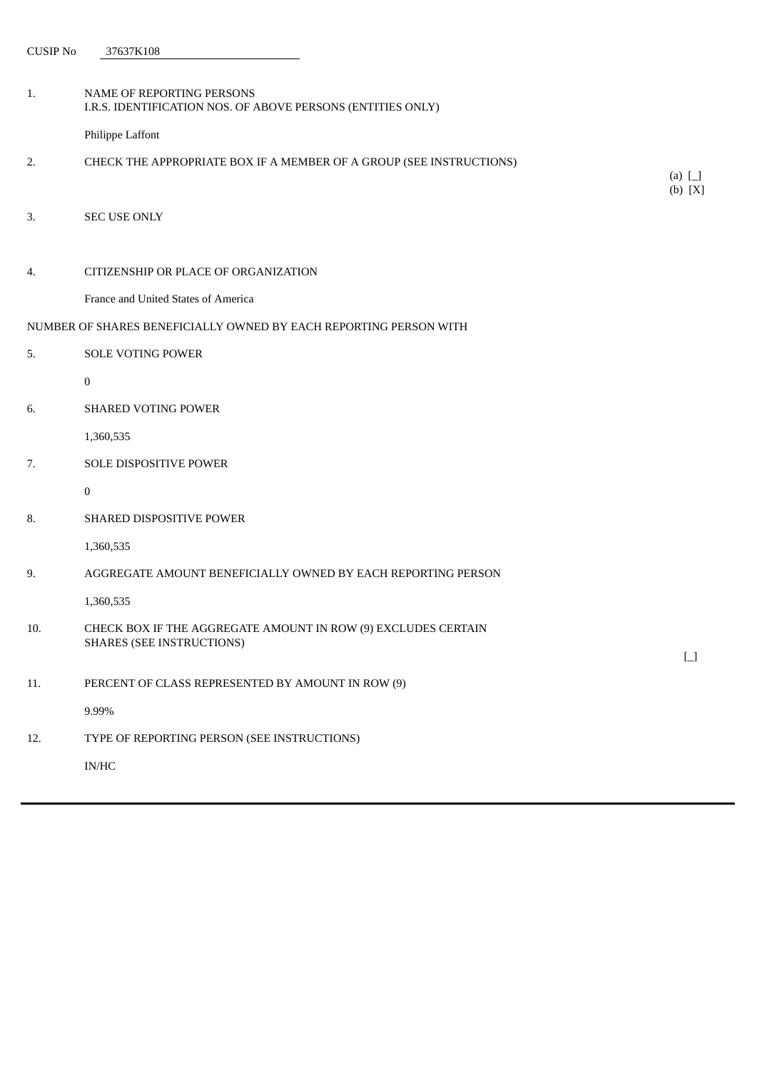CUSIP No 37637K108

| | | |
|---|---|---|
| 1. | NAME OF REPORTING PERSONS<br>I.R.S. IDENTIFICATION NOS. OF ABOVE PERSONS (ENTITIES ONLY)<br><br>Philippe Laffont | |
| 2. | CHECK THE APPROPRIATE BOX IF A MEMBER OF A GROUP (SEE INSTRUCTIONS) | (a) [_]<br>(b) [X] |
| 3. | SEC USE ONLY | |
| 4. | CITIZENSHIP OR PLACE OF ORGANIZATION<br><br>France and United States of America | |

NUMBER OF SHARES BENEFICIALLY OWNED BY EACH REPORTING PERSON WITH

| | | |
|---|---|---|
| 5. | SOLE VOTING POWER<br><br>0 | |
| 6. | SHARED VOTING POWER<br><br>1,360,535 | |
| 7. | SOLE DISPOSITIVE POWER<br><br>0 | |
| 8. | SHARED DISPOSITIVE POWER<br><br>1,360,535 | |
| 9. | AGGREGATE AMOUNT BENEFICIALLY OWNED BY EACH REPORTING PERSON<br><br>1,360,535 | |
| 10. | CHECK BOX IF THE AGGREGATE AMOUNT IN ROW (9) EXCLUDES CERTAIN SHARES (SEE INSTRUCTIONS) | [_] |
| 11. | PERCENT OF CLASS REPRESENTED BY AMOUNT IN ROW (9)<br><br>9.99% | |
| 12. | TYPE OF REPORTING PERSON (SEE INSTRUCTIONS)<br><br>IN/HC | |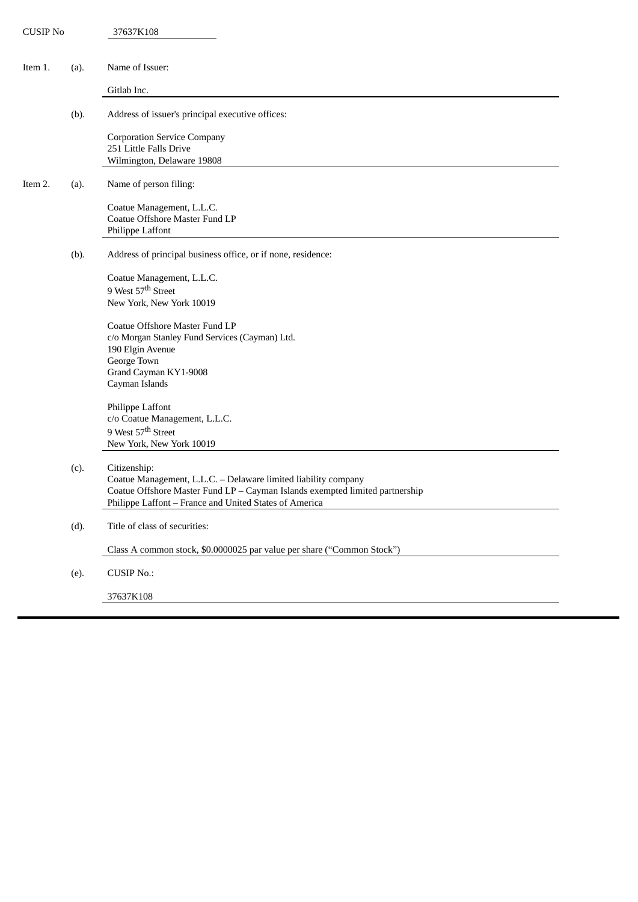CUSIP No 37637K108

Item 1. (a). Name of Issuer:

Gitlab Inc.

(b). Address of issuer's principal executive offices:

Corporation Service Company
251 Little Falls Drive
Wilmington, Delaware 19808

Item 2. (a). Name of person filing:

Coatue Management, L.L.C.
Coatue Offshore Master Fund LP
Philippe Laffont

(b). Address of principal business office, or if none, residence:

Coatue Management, L.L.C.
9 West 57th Street
New York, New York 10019

Coatue Offshore Master Fund LP
c/o Morgan Stanley Fund Services (Cayman) Ltd.
190 Elgin Avenue
George Town
Grand Cayman KY1-9008
Cayman Islands

Philippe Laffont
c/o Coatue Management, L.L.C.
9 West 57th Street
New York, New York 10019

(c). Citizenship:
Coatue Management, L.L.C. – Delaware limited liability company
Coatue Offshore Master Fund LP – Cayman Islands exempted limited partnership
Philippe Laffont – France and United States of America

(d). Title of class of securities:

Class A common stock, $0.0000025 par value per share ("Common Stock")

(e). CUSIP No.:

37637K108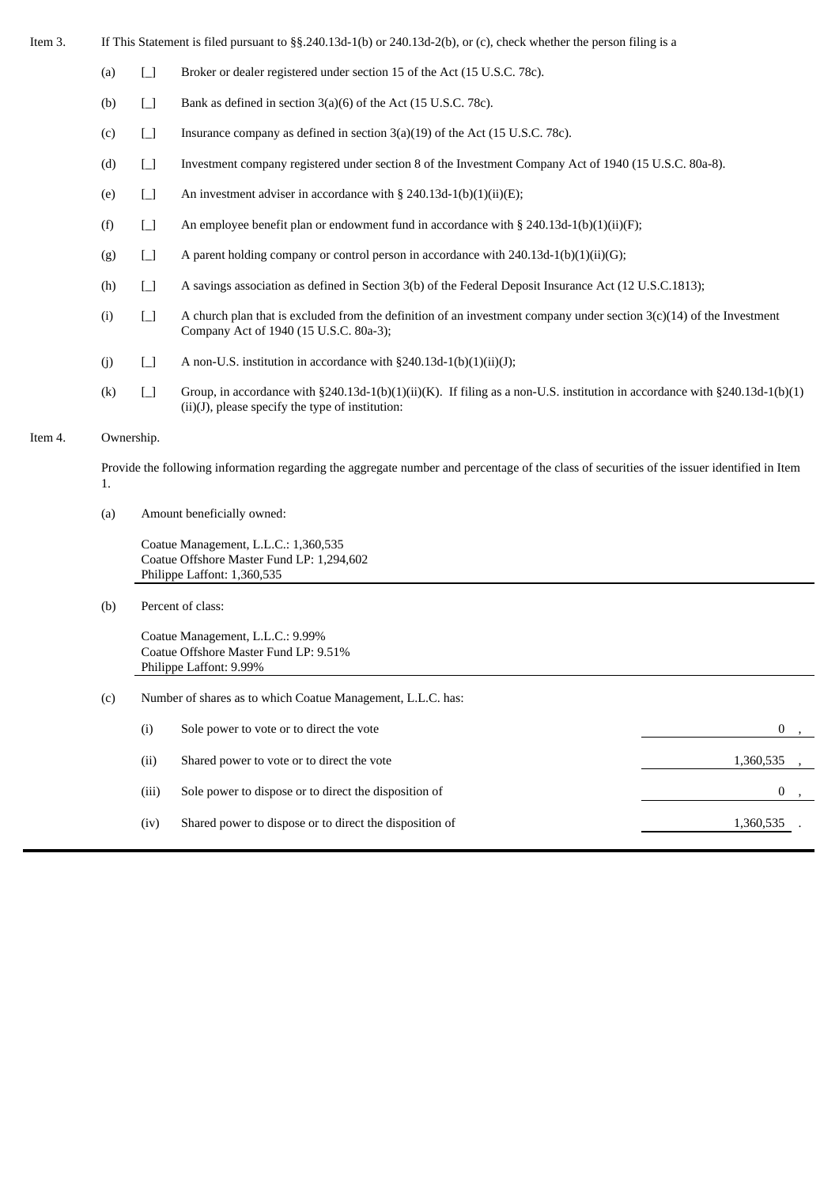Item 3. If This Statement is filed pursuant to §§.240.13d-1(b) or 240.13d-2(b), or (c), check whether the person filing is a

(a) [_] Broker or dealer registered under section 15 of the Act (15 U.S.C. 78c).

(b) [_] Bank as defined in section 3(a)(6) of the Act (15 U.S.C. 78c).

(c) [_] Insurance company as defined in section 3(a)(19) of the Act (15 U.S.C. 78c).

(d) [_] Investment company registered under section 8 of the Investment Company Act of 1940 (15 U.S.C. 80a-8).

(e) [_] An investment adviser in accordance with § 240.13d-1(b)(1)(ii)(E);

(f) [_] An employee benefit plan or endowment fund in accordance with § 240.13d-1(b)(1)(ii)(F);

(g) [_] A parent holding company or control person in accordance with 240.13d-1(b)(1)(ii)(G);

(h) [_] A savings association as defined in Section 3(b) of the Federal Deposit Insurance Act (12 U.S.C.1813);

(i) [_] A church plan that is excluded from the definition of an investment company under section 3(c)(14) of the Investment Company Act of 1940 (15 U.S.C. 80a-3);

(j) [_] A non-U.S. institution in accordance with §240.13d-1(b)(1)(ii)(J);

(k) [_] Group, in accordance with §240.13d-1(b)(1)(ii)(K). If filing as a non-U.S. institution in accordance with §240.13d-1(b)(1)(ii)(J), please specify the type of institution:

Item 4. Ownership.

Provide the following information regarding the aggregate number and percentage of the class of securities of the issuer identified in Item 1.

(a) Amount beneficially owned:

Coatue Management, L.L.C.: 1,360,535
Coatue Offshore Master Fund LP: 1,294,602
Philippe Laffont: 1,360,535

(b) Percent of class:

Coatue Management, L.L.C.: 9.99%
Coatue Offshore Master Fund LP: 9.51%
Philippe Laffont: 9.99%

(c) Number of shares as to which Coatue Management, L.L.C. has:

| | | |
|---|---|---|
| (i) | Sole power to vote or to direct the vote | 0 , |
| (ii) | Shared power to vote or to direct the vote | 1,360,535 , |
| (iii) | Sole power to dispose or to direct the disposition of | 0 , |
| (iv) | Shared power to dispose or to direct the disposition of | 1,360,535 . |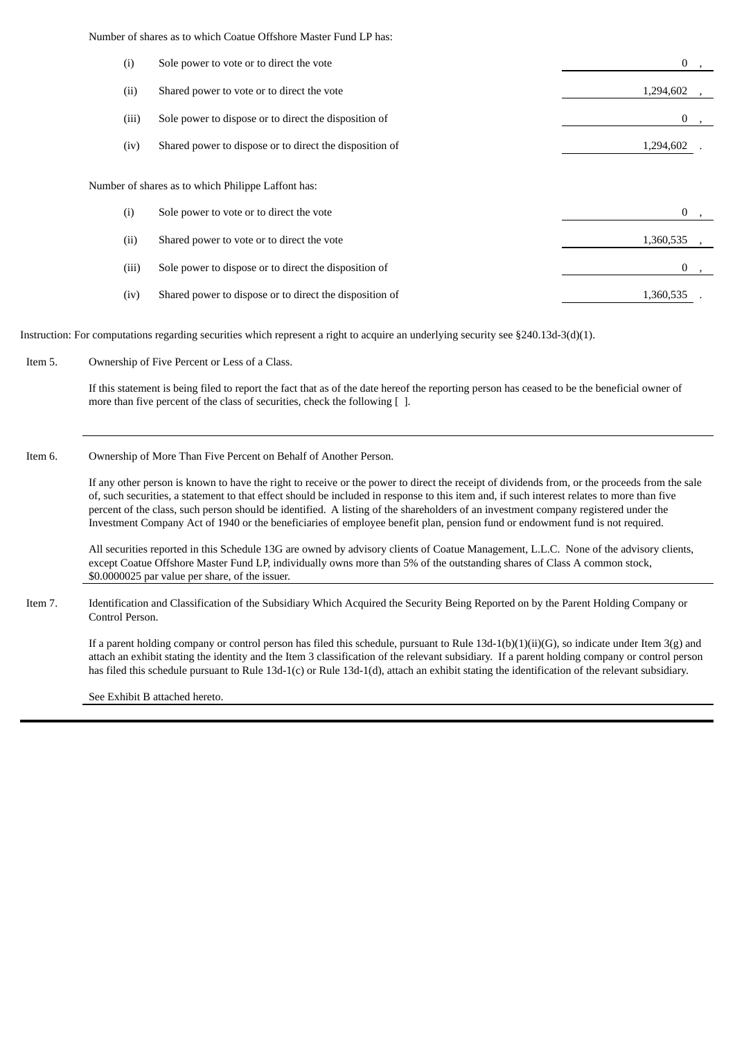Number of shares as to which Coatue Offshore Master Fund LP has:

| | | |
|---|---|---|
| (i) | Sole power to vote or to direct the vote | 0 , |
| (ii) | Shared power to vote or to direct the vote | 1,294,602 , |
| (iii) | Sole power to dispose or to direct the disposition of | 0 , |
| (iv) | Shared power to dispose or to direct the disposition of | 1,294,602 . |

Number of shares as to which Philippe Laffont has:

| | | |
|---|---|---|
| (i) | Sole power to vote or to direct the vote | 0 , |
| (ii) | Shared power to vote or to direct the vote | 1,360,535 , |
| (iii) | Sole power to dispose or to direct the disposition of | 0 , |
| (iv) | Shared power to dispose or to direct the disposition of | 1,360,535 . |

Instruction: For computations regarding securities which represent a right to acquire an underlying security see §240.13d-3(d)(1).

Item 5. Ownership of Five Percent or Less of a Class.

If this statement is being filed to report the fact that as of the date hereof the reporting person has ceased to be the beneficial owner of more than five percent of the class of securities, check the following [ ].

Item 6. Ownership of More Than Five Percent on Behalf of Another Person.

If any other person is known to have the right to receive or the power to direct the receipt of dividends from, or the proceeds from the sale of, such securities, a statement to that effect should be included in response to this item and, if such interest relates to more than five percent of the class, such person should be identified. A listing of the shareholders of an investment company registered under the Investment Company Act of 1940 or the beneficiaries of employee benefit plan, pension fund or endowment fund is not required.

All securities reported in this Schedule 13G are owned by advisory clients of Coatue Management, L.L.C. None of the advisory clients, except Coatue Offshore Master Fund LP, individually owns more than 5% of the outstanding shares of Class A common stock, $0.0000025 par value per share, of the issuer.

Item 7. Identification and Classification of the Subsidiary Which Acquired the Security Being Reported on by the Parent Holding Company or Control Person.

If a parent holding company or control person has filed this schedule, pursuant to Rule 13d-1(b)(1)(ii)(G), so indicate under Item 3(g) and attach an exhibit stating the identity and the Item 3 classification of the relevant subsidiary. If a parent holding company or control person has filed this schedule pursuant to Rule 13d-1(c) or Rule 13d-1(d), attach an exhibit stating the identification of the relevant subsidiary.

See Exhibit B attached hereto.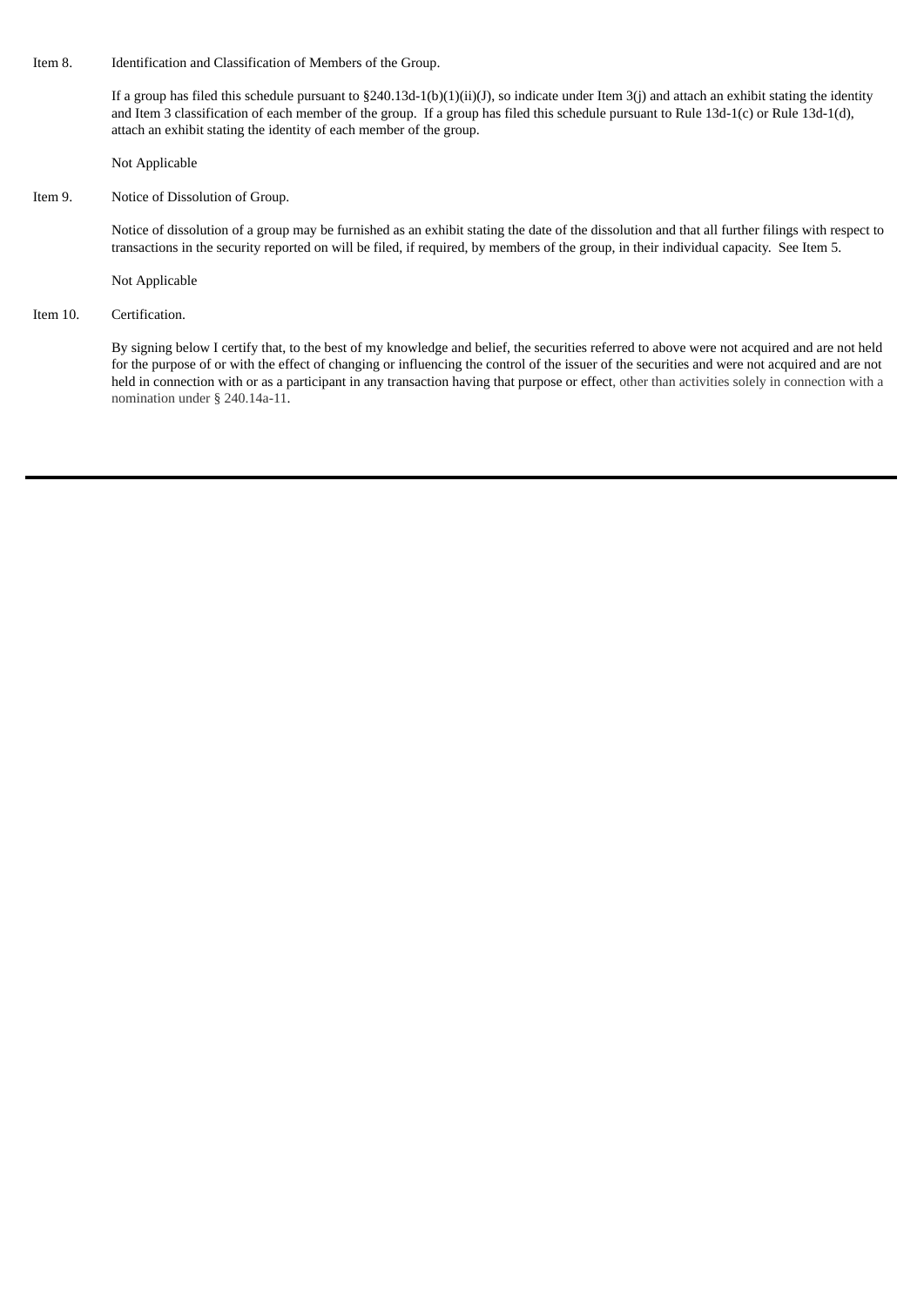Item 8. Identification and Classification of Members of the Group.

If a group has filed this schedule pursuant to §240.13d-1(b)(1)(ii)(J), so indicate under Item 3(j) and attach an exhibit stating the identity and Item 3 classification of each member of the group. If a group has filed this schedule pursuant to Rule 13d-1(c) or Rule 13d-1(d), attach an exhibit stating the identity of each member of the group.

Not Applicable

Item 9. Notice of Dissolution of Group.

Notice of dissolution of a group may be furnished as an exhibit stating the date of the dissolution and that all further filings with respect to transactions in the security reported on will be filed, if required, by members of the group, in their individual capacity. See Item 5.

Not Applicable

Item 10. Certification.

By signing below I certify that, to the best of my knowledge and belief, the securities referred to above were not acquired and are not held for the purpose of or with the effect of changing or influencing the control of the issuer of the securities and were not acquired and are not held in connection with or as a participant in any transaction having that purpose or effect, other than activities solely in connection with a nomination under § 240.14a-11.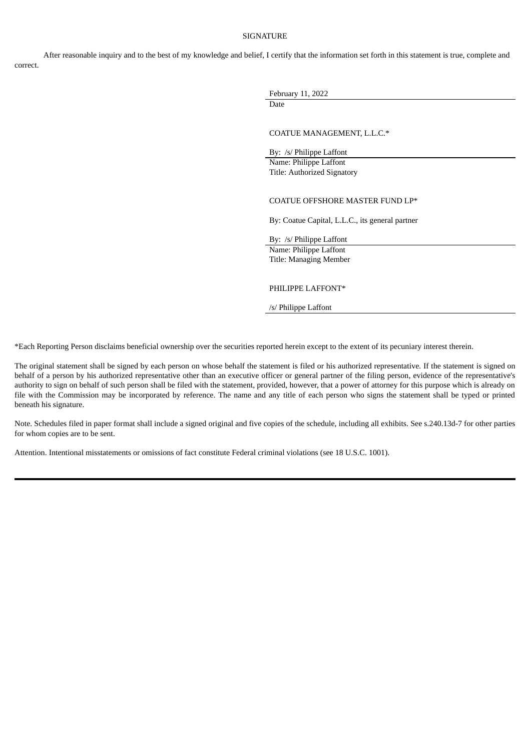SIGNATURE

After reasonable inquiry and to the best of my knowledge and belief, I certify that the information set forth in this statement is true, complete and correct.

February 11, 2022
Date

COATUE MANAGEMENT, L.L.C.*

By: /s/ Philippe Laffont
Name: Philippe Laffont
Title: Authorized Signatory

COATUE OFFSHORE MASTER FUND LP*

By: Coatue Capital, L.L.C., its general partner

By: /s/ Philippe Laffont
Name: Philippe Laffont
Title: Managing Member

PHILIPPE LAFFONT*

/s/ Philippe Laffont

*Each Reporting Person disclaims beneficial ownership over the securities reported herein except to the extent of its pecuniary interest therein.

The original statement shall be signed by each person on whose behalf the statement is filed or his authorized representative. If the statement is signed on behalf of a person by his authorized representative other than an executive officer or general partner of the filing person, evidence of the representative's authority to sign on behalf of such person shall be filed with the statement, provided, however, that a power of attorney for this purpose which is already on file with the Commission may be incorporated by reference. The name and any title of each person who signs the statement shall be typed or printed beneath his signature.

Note. Schedules filed in paper format shall include a signed original and five copies of the schedule, including all exhibits. See s.240.13d-7 for other parties for whom copies are to be sent.

Attention. Intentional misstatements or omissions of fact constitute Federal criminal violations (see 18 U.S.C. 1001).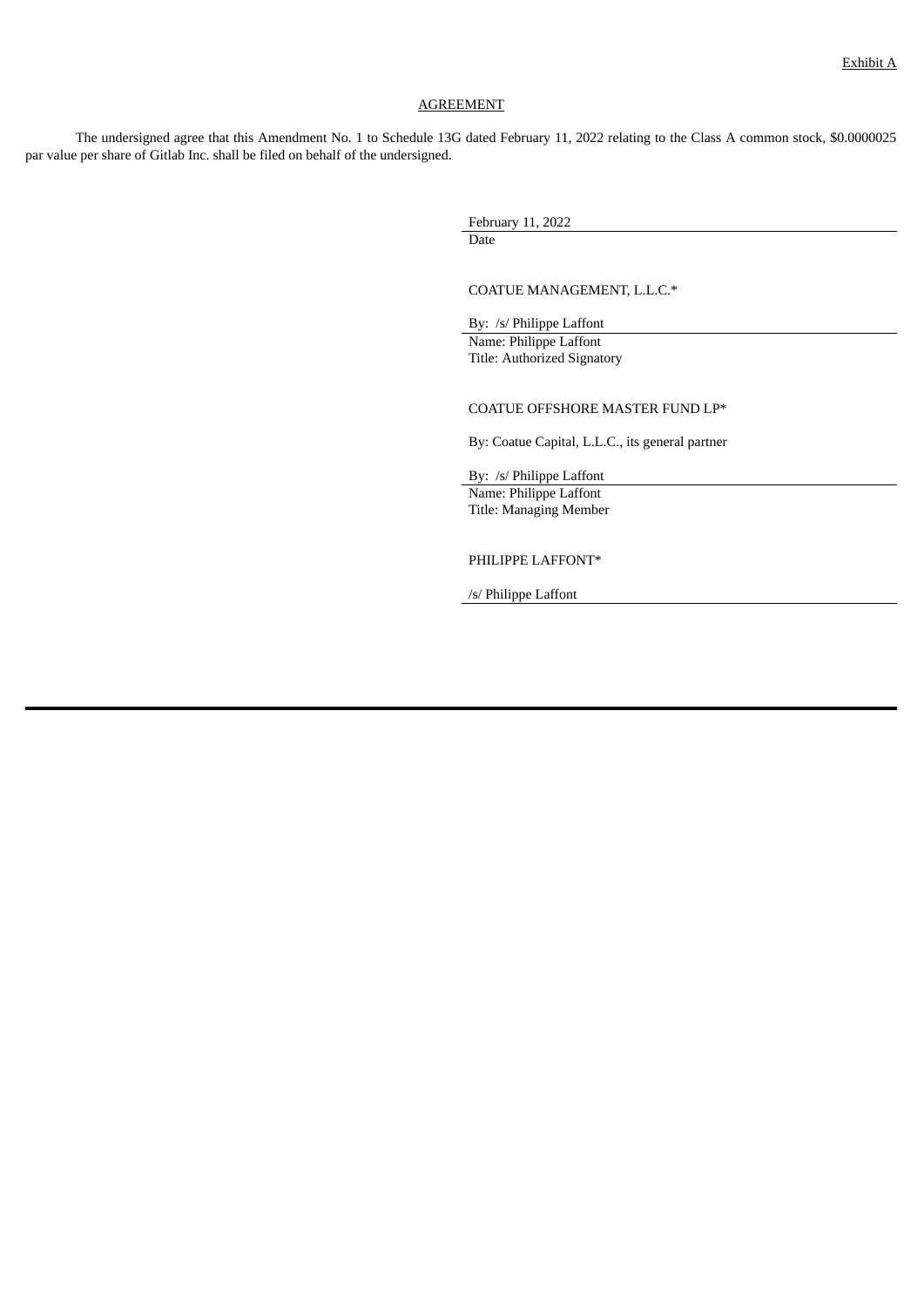Exhibit A

AGREEMENT

The undersigned agree that this Amendment No. 1 to Schedule 13G dated February 11, 2022 relating to the Class A common stock, $0.0000025 par value per share of Gitlab Inc. shall be filed on behalf of the undersigned.

February 11, 2022

Date

COATUE MANAGEMENT, L.L.C.*

By: /s/ Philippe Laffont

Name: Philippe Laffont

Title: Authorized Signatory

COATUE OFFSHORE MASTER FUND LP*

By: Coatue Capital, L.L.C., its general partner

By: /s/ Philippe Laffont

Name: Philippe Laffont

Title: Managing Member

PHILIPPE LAFFONT*

/s/ Philippe Laffont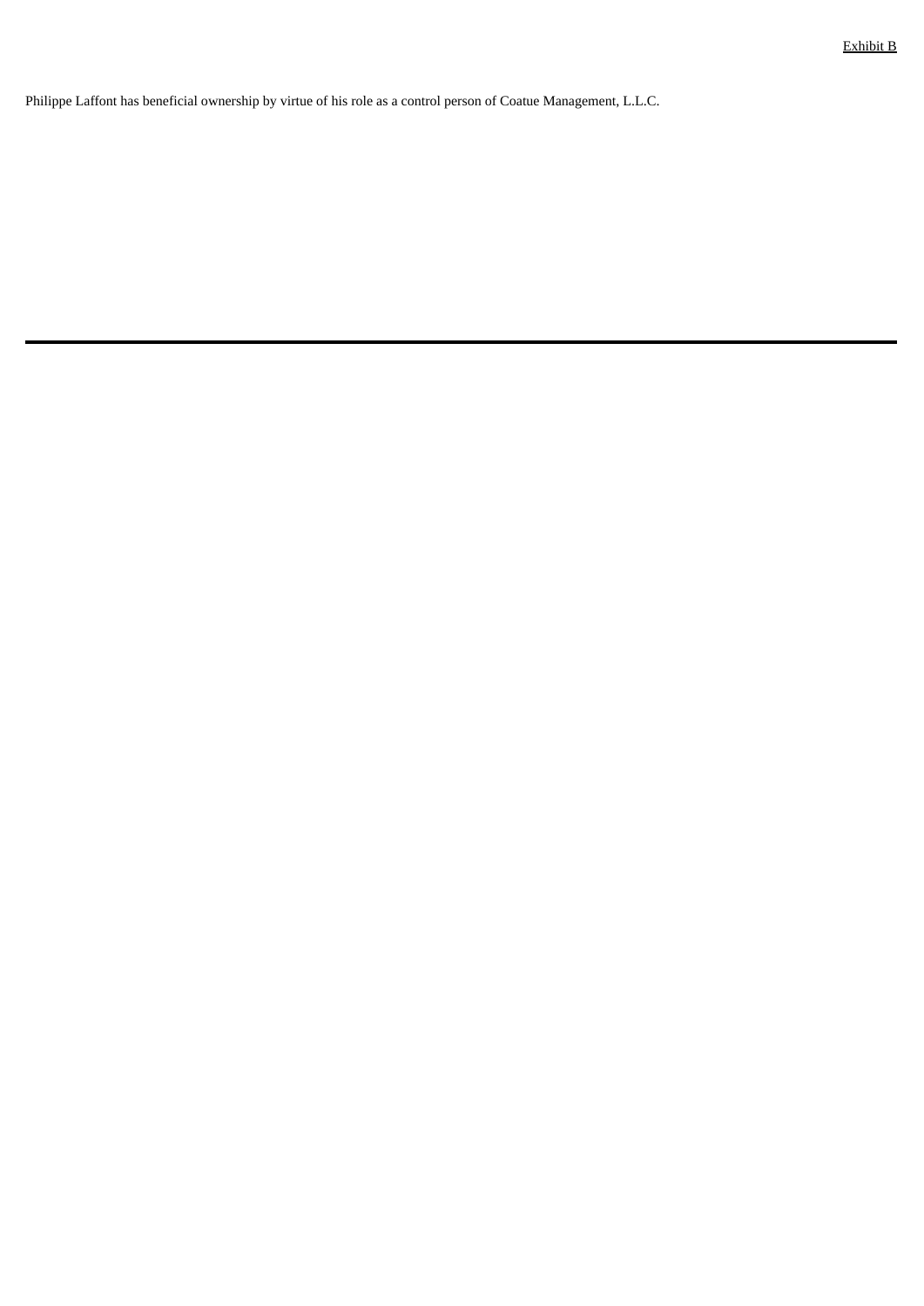Exhibit B

Philippe Laffont has beneficial ownership by virtue of his role as a control person of Coatue Management, L.L.C.